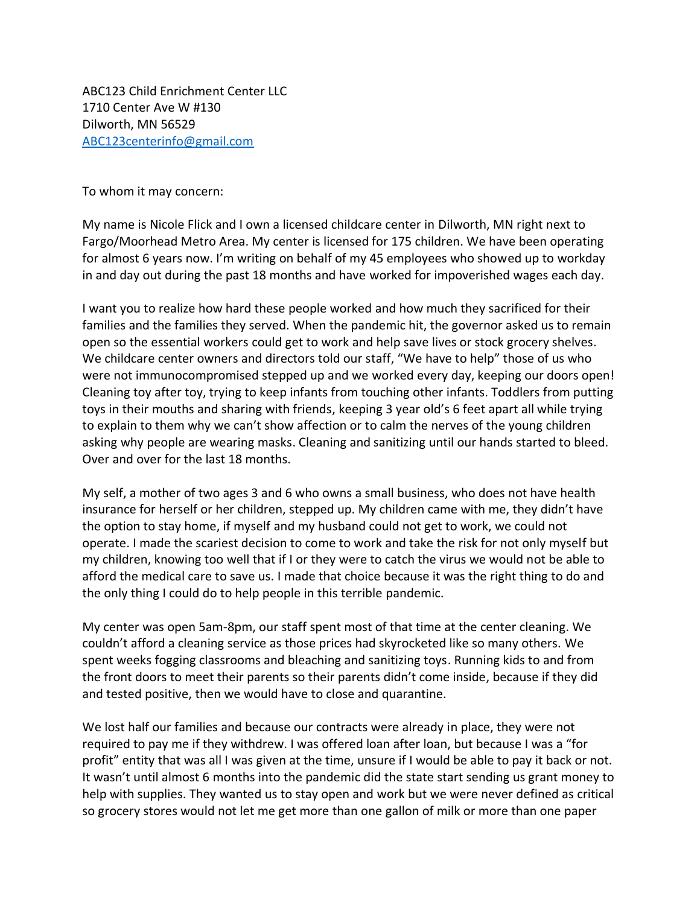ABC123 Child Enrichment Center LLC
1710 Center Ave W #130
Dilworth, MN 56529
ABC123centerinfo@gmail.com

To whom it may concern:

My name is Nicole Flick and I own a licensed childcare center in Dilworth, MN right next to Fargo/Moorhead Metro Area. My center is licensed for 175 children. We have been operating for almost 6 years now. I'm writing on behalf of my 45 employees who showed up to workday in and day out during the past 18 months and have worked for impoverished wages each day.

I want you to realize how hard these people worked and how much they sacrificed for their families and the families they served. When the pandemic hit, the governor asked us to remain open so the essential workers could get to work and help save lives or stock grocery shelves. We childcare center owners and directors told our staff, "We have to help" those of us who were not immunocompromised stepped up and we worked every day, keeping our doors open! Cleaning toy after toy, trying to keep infants from touching other infants. Toddlers from putting toys in their mouths and sharing with friends, keeping 3 year old's 6 feet apart all while trying to explain to them why we can't show affection or to calm the nerves of the young children asking why people are wearing masks. Cleaning and sanitizing until our hands started to bleed. Over and over for the last 18 months.

My self, a mother of two ages 3 and 6 who owns a small business, who does not have health insurance for herself or her children, stepped up. My children came with me, they didn't have the option to stay home, if myself and my husband could not get to work, we could not operate. I made the scariest decision to come to work and take the risk for not only myself but my children, knowing too well that if I or they were to catch the virus we would not be able to afford the medical care to save us. I made that choice because it was the right thing to do and the only thing I could do to help people in this terrible pandemic.

My center was open 5am-8pm, our staff spent most of that time at the center cleaning. We couldn't afford a cleaning service as those prices had skyrocketed like so many others. We spent weeks fogging classrooms and bleaching and sanitizing toys. Running kids to and from the front doors to meet their parents so their parents didn't come inside, because if they did and tested positive, then we would have to close and quarantine.

We lost half our families and because our contracts were already in place, they were not required to pay me if they withdrew. I was offered loan after loan, but because I was a "for profit" entity that was all I was given at the time, unsure if I would be able to pay it back or not. It wasn't until almost 6 months into the pandemic did the state start sending us grant money to help with supplies. They wanted us to stay open and work but we were never defined as critical so grocery stores would not let me get more than one gallon of milk or more than one paper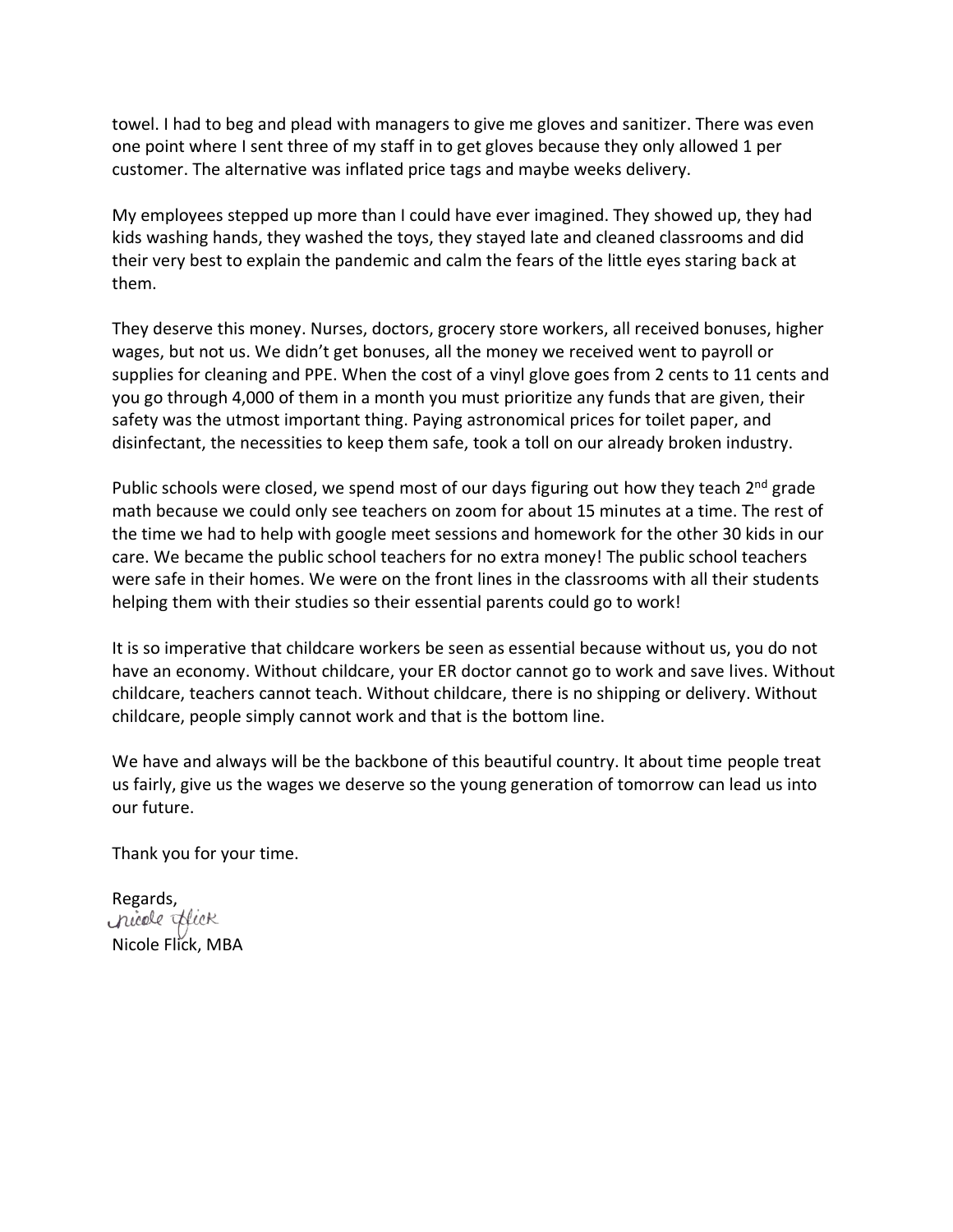towel. I had to beg and plead with managers to give me gloves and sanitizer. There was even one point where I sent three of my staff in to get gloves because they only allowed 1 per customer. The alternative was inflated price tags and maybe weeks delivery.

My employees stepped up more than I could have ever imagined. They showed up, they had kids washing hands, they washed the toys, they stayed late and cleaned classrooms and did their very best to explain the pandemic and calm the fears of the little eyes staring back at them.

They deserve this money. Nurses, doctors, grocery store workers, all received bonuses, higher wages, but not us. We didn't get bonuses, all the money we received went to payroll or supplies for cleaning and PPE. When the cost of a vinyl glove goes from 2 cents to 11 cents and you go through 4,000 of them in a month you must prioritize any funds that are given, their safety was the utmost important thing. Paying astronomical prices for toilet paper, and disinfectant, the necessities to keep them safe, took a toll on our already broken industry.

Public schools were closed, we spend most of our days figuring out how they teach 2nd grade math because we could only see teachers on zoom for about 15 minutes at a time. The rest of the time we had to help with google meet sessions and homework for the other 30 kids in our care. We became the public school teachers for no extra money! The public school teachers were safe in their homes. We were on the front lines in the classrooms with all their students helping them with their studies so their essential parents could go to work!

It is so imperative that childcare workers be seen as essential because without us, you do not have an economy. Without childcare, your ER doctor cannot go to work and save lives. Without childcare, teachers cannot teach. Without childcare, there is no shipping or delivery. Without childcare, people simply cannot work and that is the bottom line.

We have and always will be the backbone of this beautiful country. It about time people treat us fairly, give us the wages we deserve so the young generation of tomorrow can lead us into our future.

Thank you for your time.

Regards,

Nicole Flick

Nicole Flick, MBA